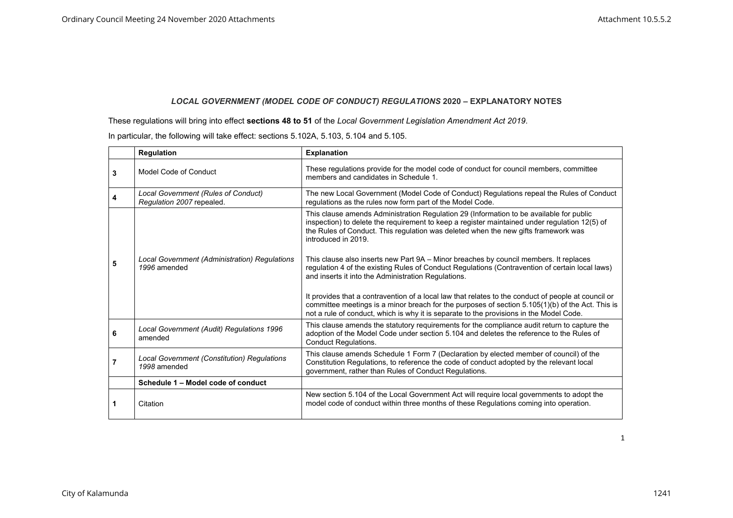## *LOCAL GOVERNMENT (MODEL CODE OF CONDUCT) REGULATIONS* 2020 – EXPLANATORY NOTES

These regulations will bring into effect **sections 48 to 51** of the *Local Government Legislation Amendment Act 2019*.

In particular, the following will take effect: sections 5.102A, 5.103, 5.104 and 5.105.

| | Regulation | Explanation |
|---|---|---|
| 3 | Model Code of Conduct | These regulations provide for the model code of conduct for council members, committee members and candidates in Schedule 1. |
| 4 | *Local Government (Rules of Conduct) Regulation 2007* repealed. | The new Local Government (Model Code of Conduct) Regulations repeal the Rules of Conduct regulations as the rules now form part of the Model Code. |
| 5 | *Local Government (Administration) Regulations 1996* amended | This clause amends Administration Regulation 29 (Information to be available for public inspection) to delete the requirement to keep a register maintained under regulation 12(5) of the Rules of Conduct. This regulation was deleted when the new gifts framework was introduced in 2019.<br><br>This clause also inserts new Part 9A – Minor breaches by council members. It replaces regulation 4 of the existing Rules of Conduct Regulations (Contravention of certain local laws) and inserts it into the Administration Regulations.<br><br>It provides that a contravention of a local law that relates to the conduct of people at council or committee meetings is a minor breach for the purposes of section 5.105(1)(b) of the Act. This is not a rule of conduct, which is why it is separate to the provisions in the Model Code. |
| 6 | *Local Government (Audit) Regulations 1996* amended | This clause amends the statutory requirements for the compliance audit return to capture the adoption of the Model Code under section 5.104 and deletes the reference to the Rules of Conduct Regulations. |
| 7 | *Local Government (Constitution) Regulations 1998* amended | This clause amends Schedule 1 Form 7 (Declaration by elected member of council) of the Constitution Regulations, to reference the code of conduct adopted by the relevant local government, rather than Rules of Conduct Regulations. |
| | **Schedule 1 – Model code of conduct** | |
| 1 | Citation | New section 5.104 of the Local Government Act will require local governments to adopt the model code of conduct within three months of these Regulations coming into operation. |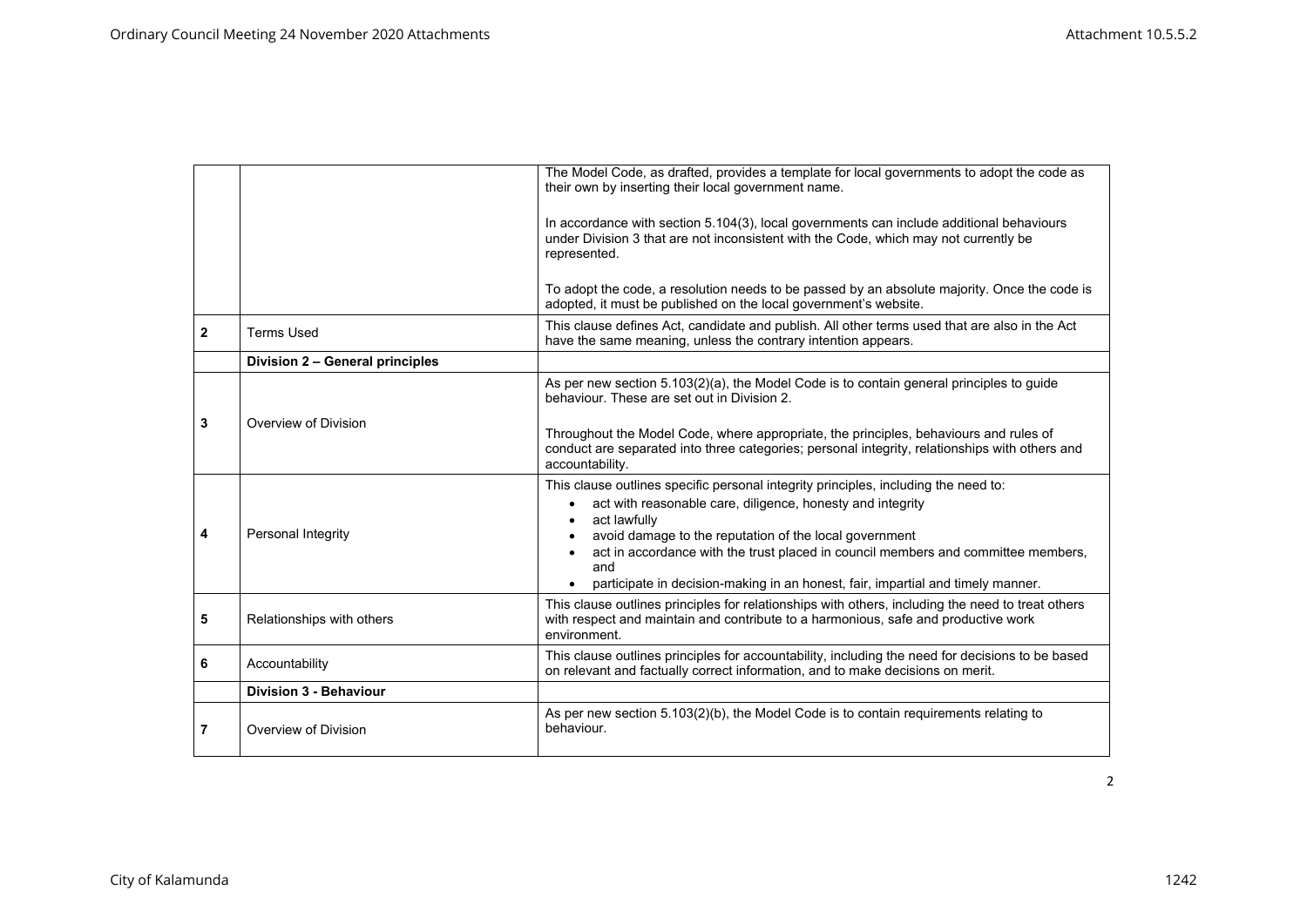| | | |
|---|---|---|
| | | The Model Code, as drafted, provides a template for local governments to adopt the code as their own by inserting their local government name.<br><br>In accordance with section 5.104(3), local governments can include additional behaviours under Division 3 that are not inconsistent with the Code, which may not currently be represented.<br><br>To adopt the code, a resolution needs to be passed by an absolute majority. Once the code is adopted, it must be published on the local government's website. |
| **2** | Terms Used | This clause defines Act, candidate and publish. All other terms used that are also in the Act have the same meaning, unless the contrary intention appears. |
| | **Division 2 – General principles** | |
| **3** | Overview of Division | As per new section 5.103(2)(a), the Model Code is to contain general principles to guide behaviour. These are set out in Division 2.<br><br>Throughout the Model Code, where appropriate, the principles, behaviours and rules of conduct are separated into three categories; personal integrity, relationships with others and accountability. |
| **4** | Personal Integrity | This clause outlines specific personal integrity principles, including the need to:<br>• act with reasonable care, diligence, honesty and integrity<br>• act lawfully<br>• avoid damage to the reputation of the local government<br>• act in accordance with the trust placed in council members and committee members, and<br>• participate in decision-making in an honest, fair, impartial and timely manner. |
| **5** | Relationships with others | This clause outlines principles for relationships with others, including the need to treat others with respect and maintain and contribute to a harmonious, safe and productive work environment. |
| **6** | Accountability | This clause outlines principles for accountability, including the need for decisions to be based on relevant and factually correct information, and to make decisions on merit. |
| | **Division 3 - Behaviour** | |
| **7** | Overview of Division | As per new section 5.103(2)(b), the Model Code is to contain requirements relating to behaviour. |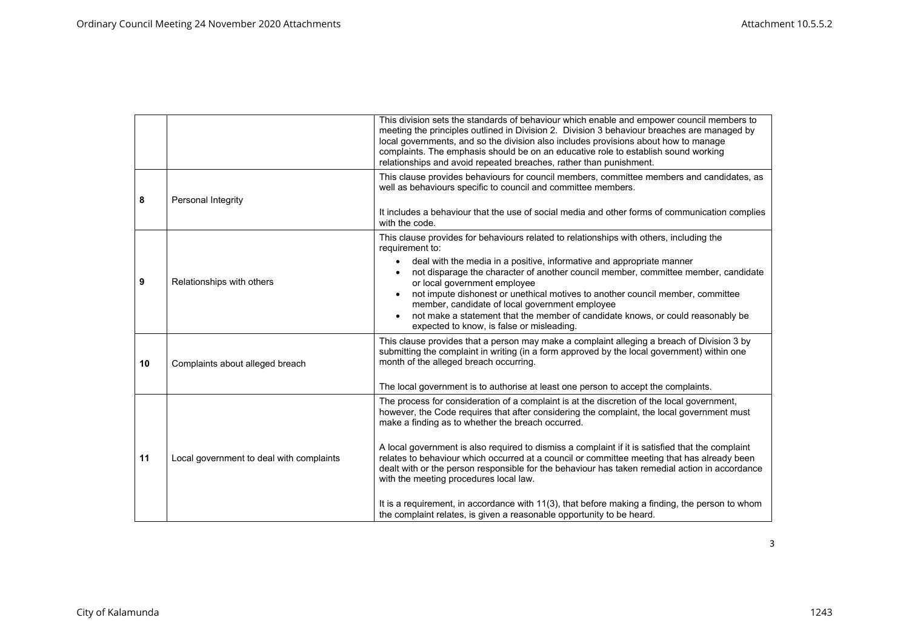| | | |
|---|---|---|
| | | This division sets the standards of behaviour which enable and empower council members to meeting the principles outlined in Division 2. Division 3 behaviour breaches are managed by local governments, and so the division also includes provisions about how to manage complaints. The emphasis should be on an educative role to establish sound working relationships and avoid repeated breaches, rather than punishment. |
| 8 | Personal Integrity | This clause provides behaviours for council members, committee members and candidates, as well as behaviours specific to council and committee members.<br><br>It includes a behaviour that the use of social media and other forms of communication complies with the code. |
| 9 | Relationships with others | This clause provides for behaviours related to relationships with others, including the requirement to:<br>• deal with the media in a positive, informative and appropriate manner<br>• not disparage the character of another council member, committee member, candidate or local government employee<br>• not impute dishonest or unethical motives to another council member, committee member, candidate of local government employee<br>• not make a statement that the member of candidate knows, or could reasonably be expected to know, is false or misleading. |
| 10 | Complaints about alleged breach | This clause provides that a person may make a complaint alleging a breach of Division 3 by submitting the complaint in writing (in a form approved by the local government) within one month of the alleged breach occurring.<br><br>The local government is to authorise at least one person to accept the complaints. |
| 11 | Local government to deal with complaints | The process for consideration of a complaint is at the discretion of the local government, however, the Code requires that after considering the complaint, the local government must make a finding as to whether the breach occurred.<br><br>A local government is also required to dismiss a complaint if it is satisfied that the complaint relates to behaviour which occurred at a council or committee meeting that has already been dealt with or the person responsible for the behaviour has taken remedial action in accordance with the meeting procedures local law.<br><br>It is a requirement, in accordance with 11(3), that before making a finding, the person to whom the complaint relates, is given a reasonable opportunity to be heard. |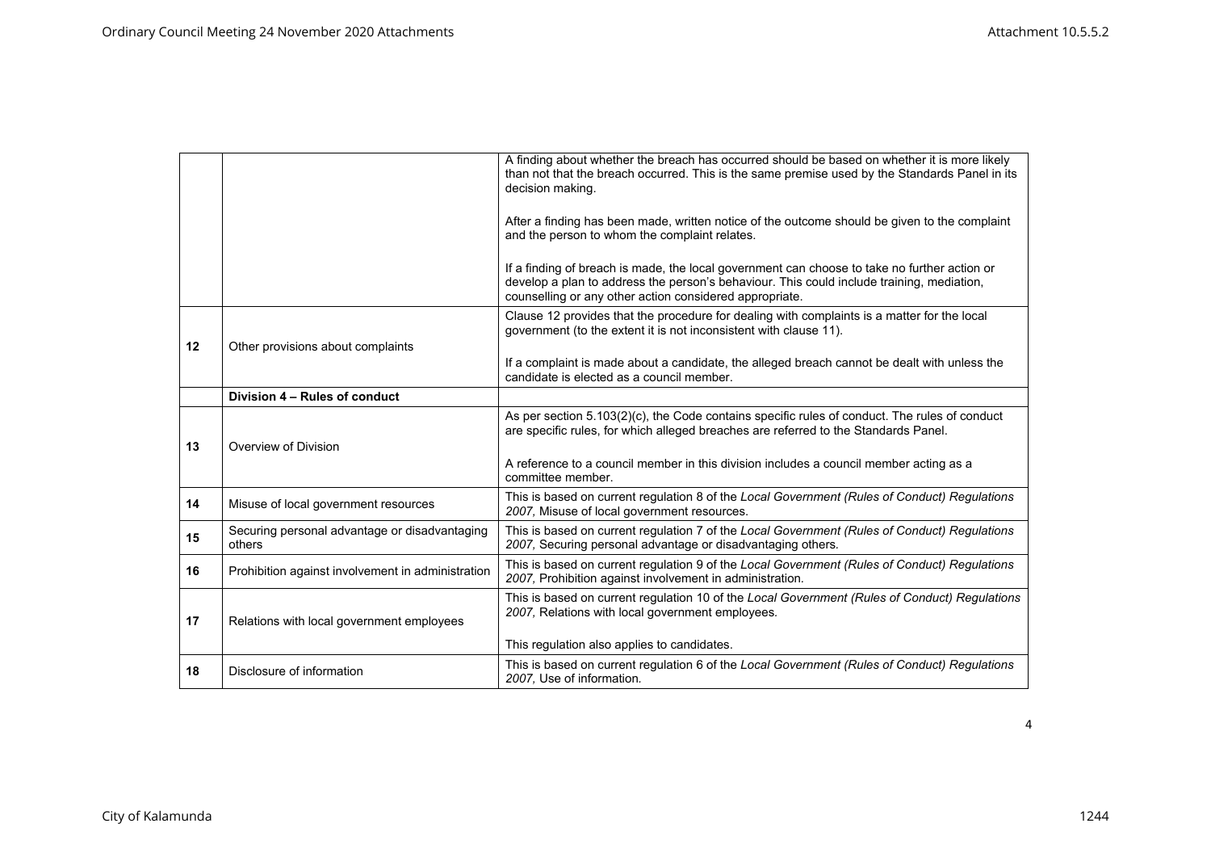| | | |
|---|---|---|
| | | A finding about whether the breach has occurred should be based on whether it is more likely than not that the breach occurred. This is the same premise used by the Standards Panel in its decision making.<br><br>After a finding has been made, written notice of the outcome should be given to the complaint and the person to whom the complaint relates.<br><br>If a finding of breach is made, the local government can choose to take no further action or develop a plan to address the person's behaviour. This could include training, mediation, counselling or any other action considered appropriate. |
| **12** | Other provisions about complaints | Clause 12 provides that the procedure for dealing with complaints is a matter for the local government (to the extent it is not inconsistent with clause 11).<br><br>If a complaint is made about a candidate, the alleged breach cannot be dealt with unless the candidate is elected as a council member. |
| | **Division 4 – Rules of conduct** | |
| **13** | Overview of Division | As per section 5.103(2)(c), the Code contains specific rules of conduct. The rules of conduct are specific rules, for which alleged breaches are referred to the Standards Panel.<br><br>A reference to a council member in this division includes a council member acting as a committee member. |
| **14** | Misuse of local government resources | This is based on current regulation 8 of the *Local Government (Rules of Conduct) Regulations 2007,* Misuse of local government resources. |
| **15** | Securing personal advantage or disadvantaging others | This is based on current regulation 7 of the *Local Government (Rules of Conduct) Regulations 2007,* Securing personal advantage or disadvantaging others. |
| **16** | Prohibition against involvement in administration | This is based on current regulation 9 of the *Local Government (Rules of Conduct) Regulations 2007,* Prohibition against involvement in administration. |
| **17** | Relations with local government employees | This is based on current regulation 10 of the *Local Government (Rules of Conduct) Regulations 2007,* Relations with local government employees.<br><br>This regulation also applies to candidates. |
| **18** | Disclosure of information | This is based on current regulation 6 of the *Local Government (Rules of Conduct) Regulations 2007,* Use of information. |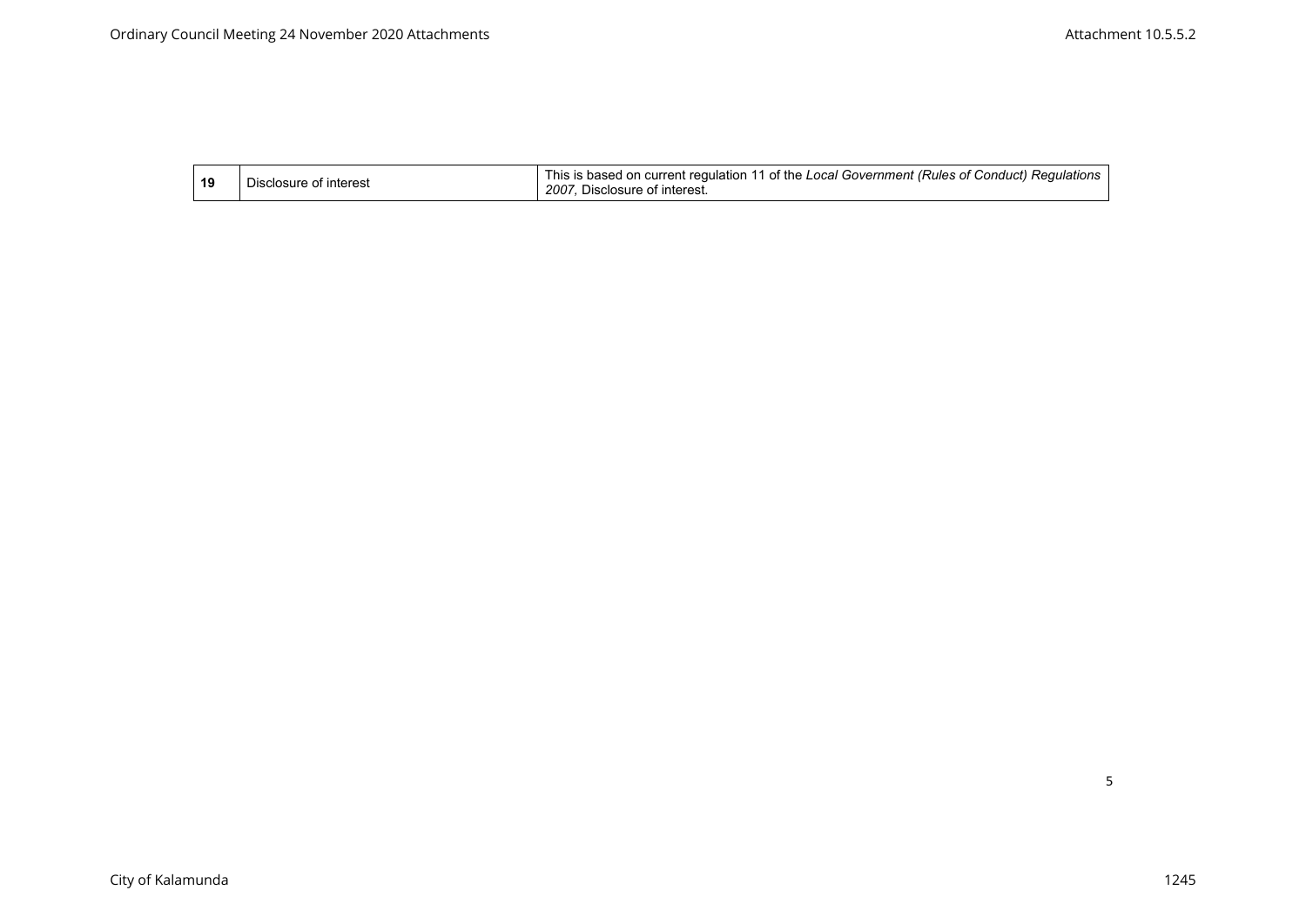| | | |
|---|---|---|
| **19** | Disclosure of interest | This is based on current regulation 11 of the *Local Government (Rules of Conduct) Regulations 2007*, Disclosure of interest. |